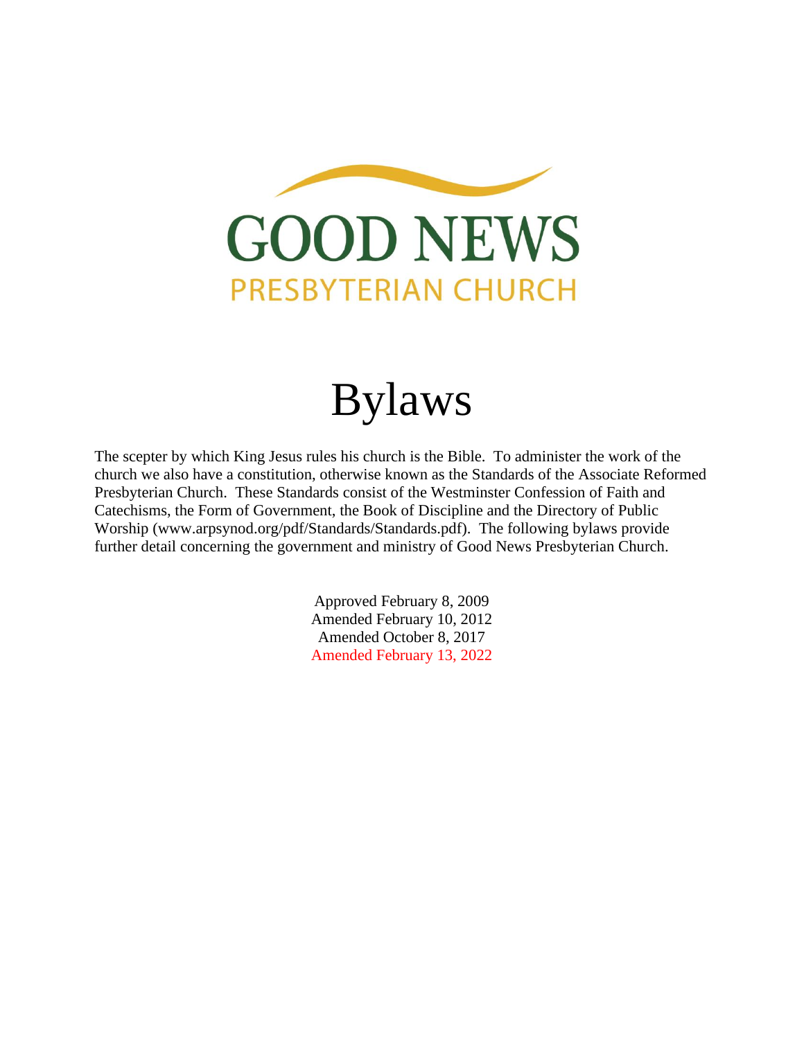# GOOD NEWS

## PRESBYTERIAN CHURCH

# Bylaws

The scepter by which King Jesus rules his church is the Bible. To administer the work of the church we also have a constitution, otherwise known as the Standards of the Associate Reformed Presbyterian Church. These Standards consist of the Westminster Confession of Faith and Catechisms, the Form of Government, the Book of Discipline and the Directory of Public Worship (www.arpsynod.org/pdf/Standards/Standards.pdf). The following bylaws provide further detail concerning the government and ministry of Good News Presbyterian Church.

Approved February 8, 2009
Amended February 10, 2012
Amended October 8, 2017
Amended February 13, 2022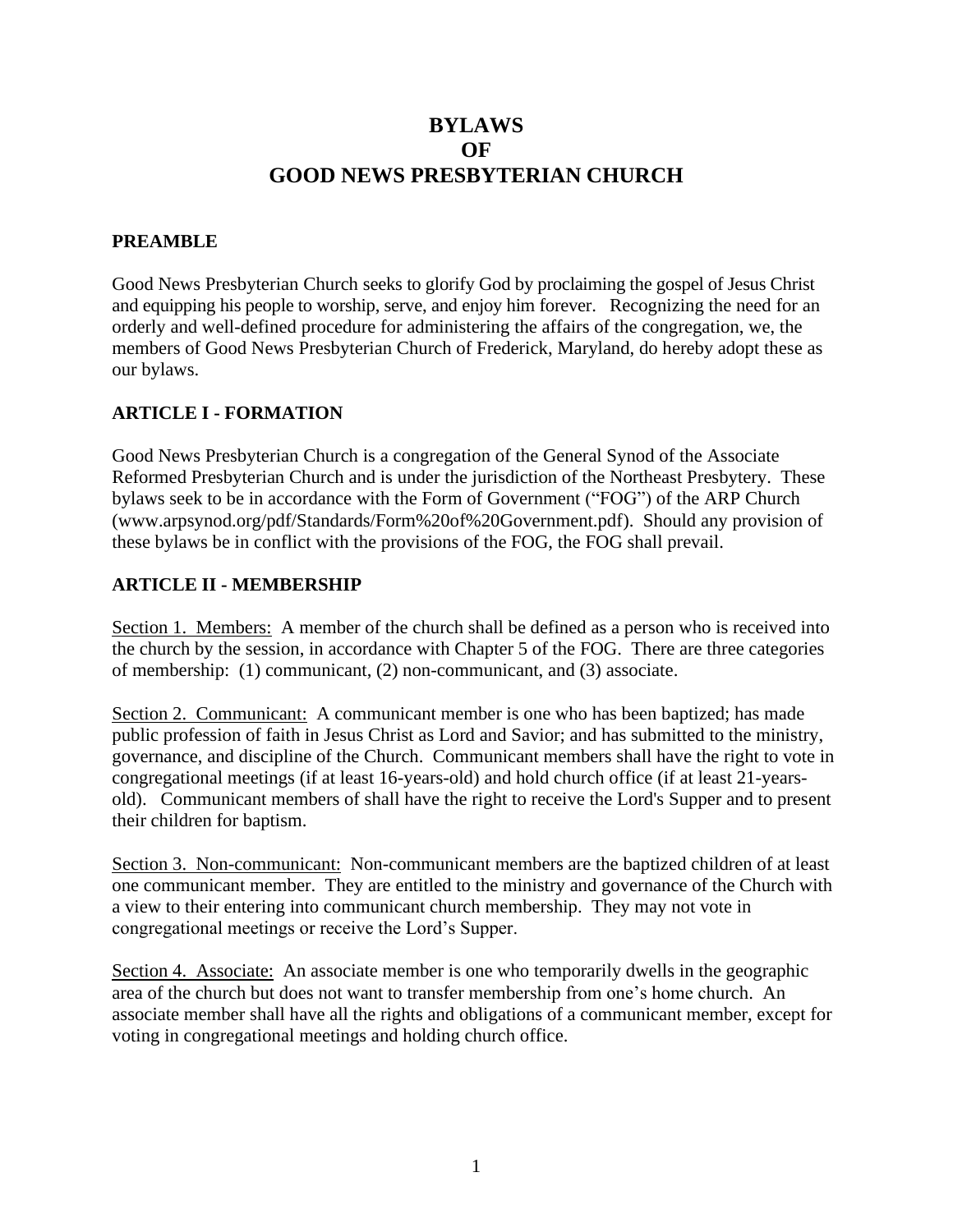# BYLAWS
# OF
# GOOD NEWS PRESBYTERIAN CHURCH

## PREAMBLE

Good News Presbyterian Church seeks to glorify God by proclaiming the gospel of Jesus Christ and equipping his people to worship, serve, and enjoy him forever. Recognizing the need for an orderly and well-defined procedure for administering the affairs of the congregation, we, the members of Good News Presbyterian Church of Frederick, Maryland, do hereby adopt these as our bylaws.

## ARTICLE I - FORMATION

Good News Presbyterian Church is a congregation of the General Synod of the Associate Reformed Presbyterian Church and is under the jurisdiction of the Northeast Presbytery. These bylaws seek to be in accordance with the Form of Government ("FOG") of the ARP Church (www.arpsynod.org/pdf/Standards/Form%20of%20Government.pdf). Should any provision of these bylaws be in conflict with the provisions of the FOG, the FOG shall prevail.

## ARTICLE II - MEMBERSHIP

Section 1. Members: A member of the church shall be defined as a person who is received into the church by the session, in accordance with Chapter 5 of the FOG. There are three categories of membership: (1) communicant, (2) non-communicant, and (3) associate.

Section 2. Communicant: A communicant member is one who has been baptized; has made public profession of faith in Jesus Christ as Lord and Savior; and has submitted to the ministry, governance, and discipline of the Church. Communicant members shall have the right to vote in congregational meetings (if at least 16-years-old) and hold church office (if at least 21-years-old). Communicant members of shall have the right to receive the Lord's Supper and to present their children for baptism.

Section 3. Non-communicant: Non-communicant members are the baptized children of at least one communicant member. They are entitled to the ministry and governance of the Church with a view to their entering into communicant church membership. They may not vote in congregational meetings or receive the Lord's Supper.

Section 4. Associate: An associate member is one who temporarily dwells in the geographic area of the church but does not want to transfer membership from one's home church. An associate member shall have all the rights and obligations of a communicant member, except for voting in congregational meetings and holding church office.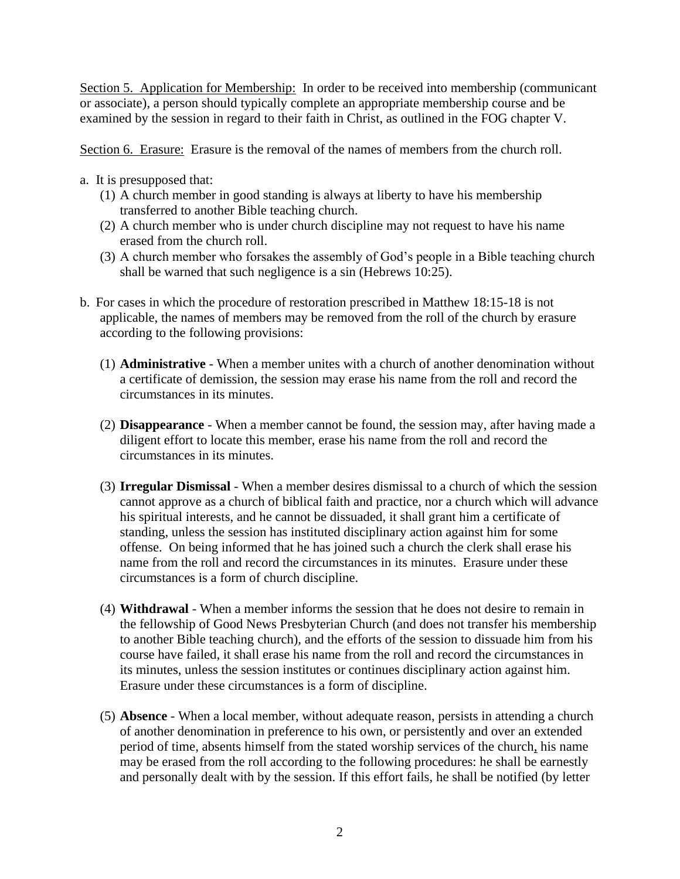<u>Section 5. Application for Membership:</u> In order to be received into membership (communicant or associate), a person should typically complete an appropriate membership course and be examined by the session in regard to their faith in Christ, as outlined in the FOG chapter V.

<u>Section 6. Erasure:</u> Erasure is the removal of the names of members from the church roll.

a. It is presupposed that:
   (1) A church member in good standing is always at liberty to have his membership transferred to another Bible teaching church.
   (2) A church member who is under church discipline may not request to have his name erased from the church roll.
   (3) A church member who forsakes the assembly of God's people in a Bible teaching church shall be warned that such negligence is a sin (Hebrews 10:25).

b. For cases in which the procedure of restoration prescribed in Matthew 18:15-18 is not applicable, the names of members may be removed from the roll of the church by erasure according to the following provisions:

   (1) **Administrative** - When a member unites with a church of another denomination without a certificate of demission, the session may erase his name from the roll and record the circumstances in its minutes.

   (2) **Disappearance** - When a member cannot be found, the session may, after having made a diligent effort to locate this member, erase his name from the roll and record the circumstances in its minutes.

   (3) **Irregular Dismissal** - When a member desires dismissal to a church of which the session cannot approve as a church of biblical faith and practice, nor a church which will advance his spiritual interests, and he cannot be dissuaded, it shall grant him a certificate of standing, unless the session has instituted disciplinary action against him for some offense. On being informed that he has joined such a church the clerk shall erase his name from the roll and record the circumstances in its minutes. Erasure under these circumstances is a form of church discipline.

   (4) **Withdrawal** - When a member informs the session that he does not desire to remain in the fellowship of Good News Presbyterian Church (and does not transfer his membership to another Bible teaching church), and the efforts of the session to dissuade him from his course have failed, it shall erase his name from the roll and record the circumstances in its minutes, unless the session institutes or continues disciplinary action against him. Erasure under these circumstances is a form of discipline.

   (5) **Absence** - When a local member, without adequate reason, persists in attending a church of another denomination in preference to his own, or persistently and over an extended period of time, absents himself from the stated worship services of the church, his name may be erased from the roll according to the following procedures: he shall be earnestly and personally dealt with by the session. If this effort fails, he shall be notified (by letter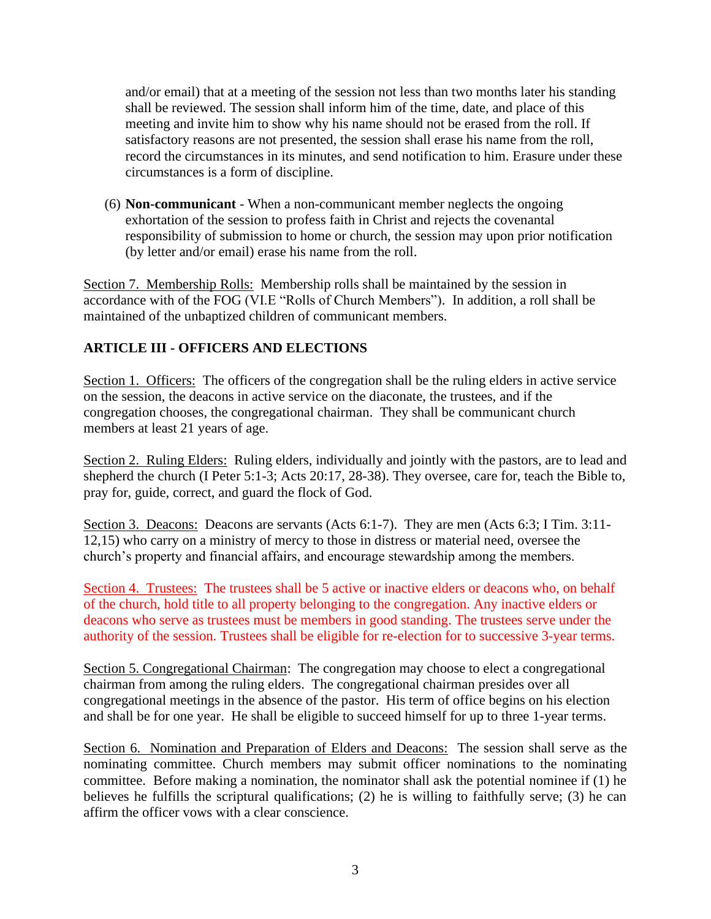and/or email) that at a meeting of the session not less than two months later his standing shall be reviewed. The session shall inform him of the time, date, and place of this meeting and invite him to show why his name should not be erased from the roll. If satisfactory reasons are not presented, the session shall erase his name from the roll, record the circumstances in its minutes, and send notification to him. Erasure under these circumstances is a form of discipline.

(6) **Non-communicant** - When a non-communicant member neglects the ongoing exhortation of the session to profess faith in Christ and rejects the covenantal responsibility of submission to home or church, the session may upon prior notification (by letter and/or email) erase his name from the roll.

Section 7. Membership Rolls: Membership rolls shall be maintained by the session in accordance with of the FOG (VI.E "Rolls of Church Members"). In addition, a roll shall be maintained of the unbaptized children of communicant members.

## ARTICLE III - OFFICERS AND ELECTIONS

Section 1. Officers: The officers of the congregation shall be the ruling elders in active service on the session, the deacons in active service on the diaconate, the trustees, and if the congregation chooses, the congregational chairman. They shall be communicant church members at least 21 years of age.

Section 2. Ruling Elders: Ruling elders, individually and jointly with the pastors, are to lead and shepherd the church (I Peter 5:1-3; Acts 20:17, 28-38). They oversee, care for, teach the Bible to, pray for, guide, correct, and guard the flock of God.

Section 3. Deacons: Deacons are servants (Acts 6:1-7). They are men (Acts 6:3; I Tim. 3:11-12,15) who carry on a ministry of mercy to those in distress or material need, oversee the church's property and financial affairs, and encourage stewardship among the members.

Section 4. Trustees: The trustees shall be 5 active or inactive elders or deacons who, on behalf of the church, hold title to all property belonging to the congregation. Any inactive elders or deacons who serve as trustees must be members in good standing. The trustees serve under the authority of the session. Trustees shall be eligible for re-election for to successive 3-year terms.

Section 5. Congregational Chairman: The congregation may choose to elect a congregational chairman from among the ruling elders. The congregational chairman presides over all congregational meetings in the absence of the pastor. His term of office begins on his election and shall be for one year. He shall be eligible to succeed himself for up to three 1-year terms.

Section 6. Nomination and Preparation of Elders and Deacons: The session shall serve as the nominating committee. Church members may submit officer nominations to the nominating committee. Before making a nomination, the nominator shall ask the potential nominee if (1) he believes he fulfills the scriptural qualifications; (2) he is willing to faithfully serve; (3) he can affirm the officer vows with a clear conscience.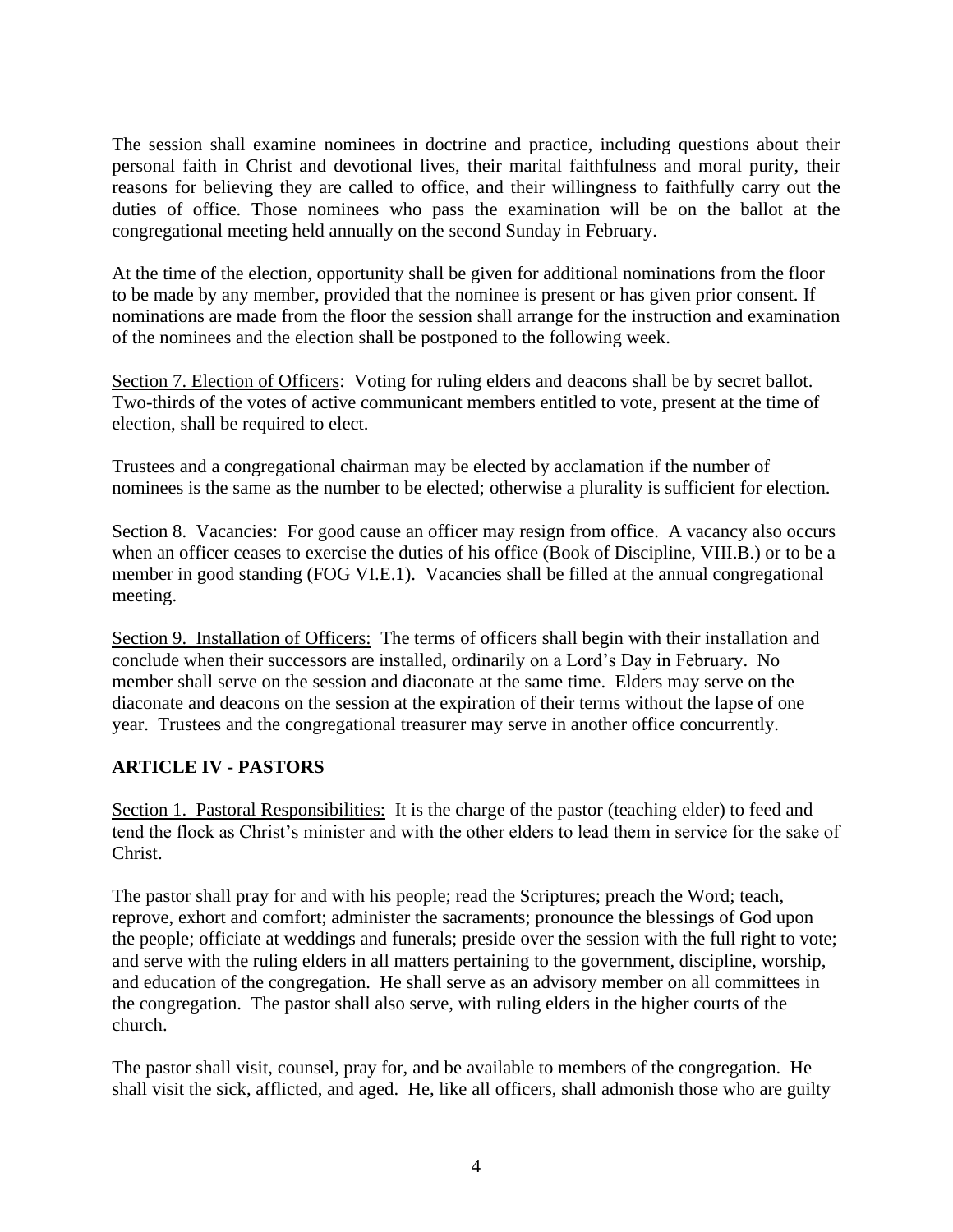The session shall examine nominees in doctrine and practice, including questions about their personal faith in Christ and devotional lives, their marital faithfulness and moral purity, their reasons for believing they are called to office, and their willingness to faithfully carry out the duties of office. Those nominees who pass the examination will be on the ballot at the congregational meeting held annually on the second Sunday in February.

At the time of the election, opportunity shall be given for additional nominations from the floor to be made by any member, provided that the nominee is present or has given prior consent. If nominations are made from the floor the session shall arrange for the instruction and examination of the nominees and the election shall be postponed to the following week.

Section 7. Election of Officers: Voting for ruling elders and deacons shall be by secret ballot. Two-thirds of the votes of active communicant members entitled to vote, present at the time of election, shall be required to elect.

Trustees and a congregational chairman may be elected by acclamation if the number of nominees is the same as the number to be elected; otherwise a plurality is sufficient for election.

Section 8. Vacancies: For good cause an officer may resign from office. A vacancy also occurs when an officer ceases to exercise the duties of his office (Book of Discipline, VIII.B.) or to be a member in good standing (FOG VI.E.1). Vacancies shall be filled at the annual congregational meeting.

Section 9. Installation of Officers: The terms of officers shall begin with their installation and conclude when their successors are installed, ordinarily on a Lord's Day in February. No member shall serve on the session and diaconate at the same time. Elders may serve on the diaconate and deacons on the session at the expiration of their terms without the lapse of one year. Trustees and the congregational treasurer may serve in another office concurrently.

## ARTICLE IV - PASTORS

Section 1. Pastoral Responsibilities: It is the charge of the pastor (teaching elder) to feed and tend the flock as Christ's minister and with the other elders to lead them in service for the sake of Christ.

The pastor shall pray for and with his people; read the Scriptures; preach the Word; teach, reprove, exhort and comfort; administer the sacraments; pronounce the blessings of God upon the people; officiate at weddings and funerals; preside over the session with the full right to vote; and serve with the ruling elders in all matters pertaining to the government, discipline, worship, and education of the congregation. He shall serve as an advisory member on all committees in the congregation. The pastor shall also serve, with ruling elders in the higher courts of the church.

The pastor shall visit, counsel, pray for, and be available to members of the congregation. He shall visit the sick, afflicted, and aged. He, like all officers, shall admonish those who are guilty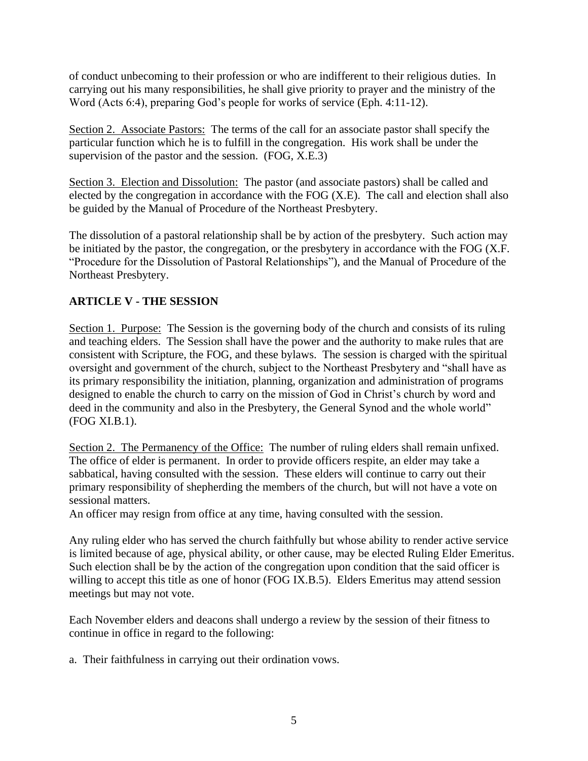of conduct unbecoming to their profession or who are indifferent to their religious duties. In carrying out his many responsibilities, he shall give priority to prayer and the ministry of the Word (Acts 6:4), preparing God's people for works of service (Eph. 4:11-12).

Section 2. Associate Pastors: The terms of the call for an associate pastor shall specify the particular function which he is to fulfill in the congregation. His work shall be under the supervision of the pastor and the session. (FOG, X.E.3)

Section 3. Election and Dissolution: The pastor (and associate pastors) shall be called and elected by the congregation in accordance with the FOG (X.E). The call and election shall also be guided by the Manual of Procedure of the Northeast Presbytery.

The dissolution of a pastoral relationship shall be by action of the presbytery. Such action may be initiated by the pastor, the congregation, or the presbytery in accordance with the FOG (X.F. "Procedure for the Dissolution of Pastoral Relationships"), and the Manual of Procedure of the Northeast Presbytery.

## ARTICLE V - THE SESSION

Section 1. Purpose: The Session is the governing body of the church and consists of its ruling and teaching elders. The Session shall have the power and the authority to make rules that are consistent with Scripture, the FOG, and these bylaws. The session is charged with the spiritual oversight and government of the church, subject to the Northeast Presbytery and "shall have as its primary responsibility the initiation, planning, organization and administration of programs designed to enable the church to carry on the mission of God in Christ's church by word and deed in the community and also in the Presbytery, the General Synod and the whole world" (FOG XI.B.1).

Section 2. The Permanency of the Office: The number of ruling elders shall remain unfixed. The office of elder is permanent. In order to provide officers respite, an elder may take a sabbatical, having consulted with the session. These elders will continue to carry out their primary responsibility of shepherding the members of the church, but will not have a vote on sessional matters.
An officer may resign from office at any time, having consulted with the session.

Any ruling elder who has served the church faithfully but whose ability to render active service is limited because of age, physical ability, or other cause, may be elected Ruling Elder Emeritus. Such election shall be by the action of the congregation upon condition that the said officer is willing to accept this title as one of honor (FOG IX.B.5). Elders Emeritus may attend session meetings but may not vote.

Each November elders and deacons shall undergo a review by the session of their fitness to continue in office in regard to the following:

a. Their faithfulness in carrying out their ordination vows.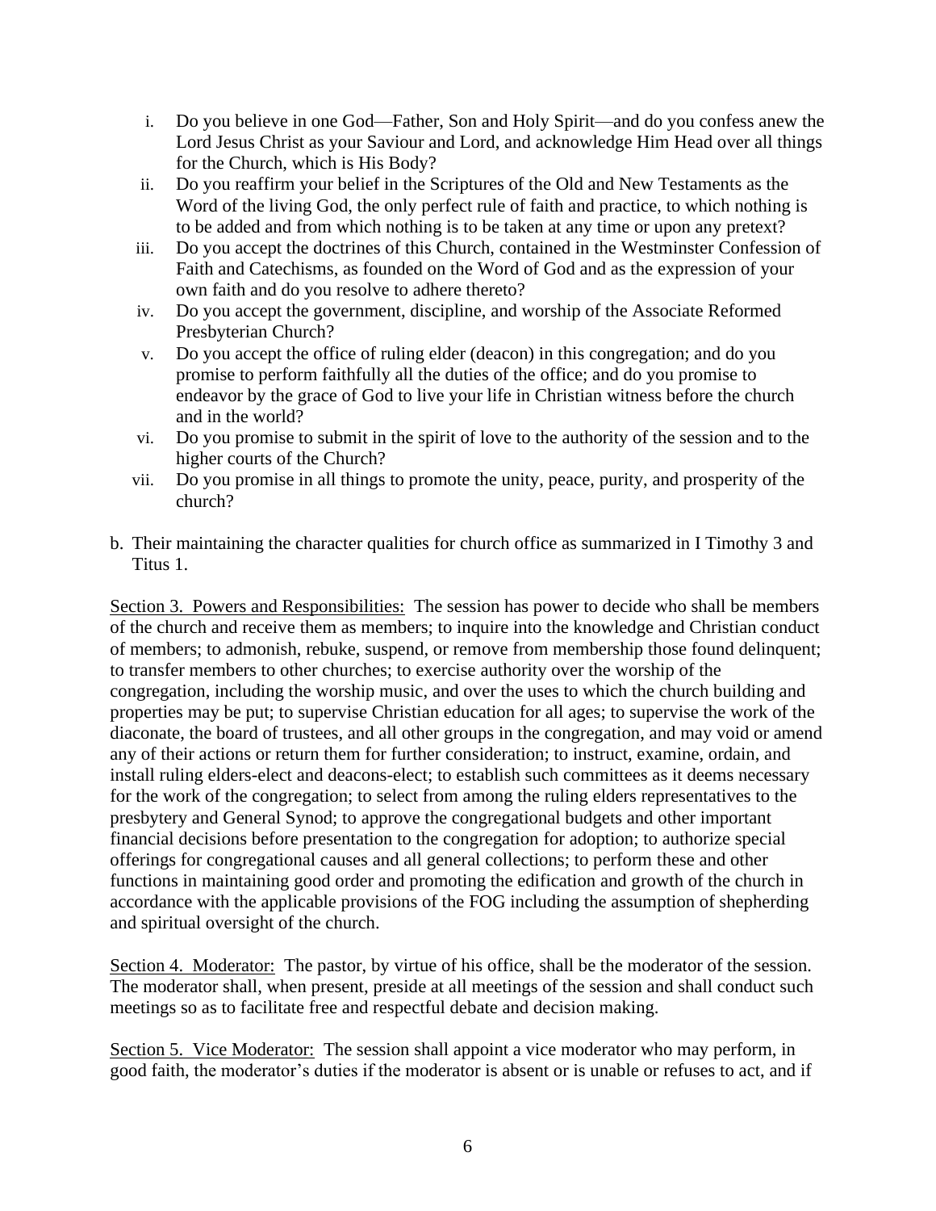i. Do you believe in one God—Father, Son and Holy Spirit—and do you confess anew the Lord Jesus Christ as your Saviour and Lord, and acknowledge Him Head over all things for the Church, which is His Body?
ii. Do you reaffirm your belief in the Scriptures of the Old and New Testaments as the Word of the living God, the only perfect rule of faith and practice, to which nothing is to be added and from which nothing is to be taken at any time or upon any pretext?
iii. Do you accept the doctrines of this Church, contained in the Westminster Confession of Faith and Catechisms, as founded on the Word of God and as the expression of your own faith and do you resolve to adhere thereto?
iv. Do you accept the government, discipline, and worship of the Associate Reformed Presbyterian Church?
v. Do you accept the office of ruling elder (deacon) in this congregation; and do you promise to perform faithfully all the duties of the office; and do you promise to endeavor by the grace of God to live your life in Christian witness before the church and in the world?
vi. Do you promise to submit in the spirit of love to the authority of the session and to the higher courts of the Church?
vii. Do you promise in all things to promote the unity, peace, purity, and prosperity of the church?

b. Their maintaining the character qualities for church office as summarized in I Timothy 3 and Titus 1.

<u>Section 3. Powers and Responsibilities:</u> The session has power to decide who shall be members of the church and receive them as members; to inquire into the knowledge and Christian conduct of members; to admonish, rebuke, suspend, or remove from membership those found delinquent; to transfer members to other churches; to exercise authority over the worship of the congregation, including the worship music, and over the uses to which the church building and properties may be put; to supervise Christian education for all ages; to supervise the work of the diaconate, the board of trustees, and all other groups in the congregation, and may void or amend any of their actions or return them for further consideration; to instruct, examine, ordain, and install ruling elders-elect and deacons-elect; to establish such committees as it deems necessary for the work of the congregation; to select from among the ruling elders representatives to the presbytery and General Synod; to approve the congregational budgets and other important financial decisions before presentation to the congregation for adoption; to authorize special offerings for congregational causes and all general collections; to perform these and other functions in maintaining good order and promoting the edification and growth of the church in accordance with the applicable provisions of the FOG including the assumption of shepherding and spiritual oversight of the church.

<u>Section 4. Moderator:</u> The pastor, by virtue of his office, shall be the moderator of the session. The moderator shall, when present, preside at all meetings of the session and shall conduct such meetings so as to facilitate free and respectful debate and decision making.

<u>Section 5. Vice Moderator:</u> The session shall appoint a vice moderator who may perform, in good faith, the moderator's duties if the moderator is absent or is unable or refuses to act, and if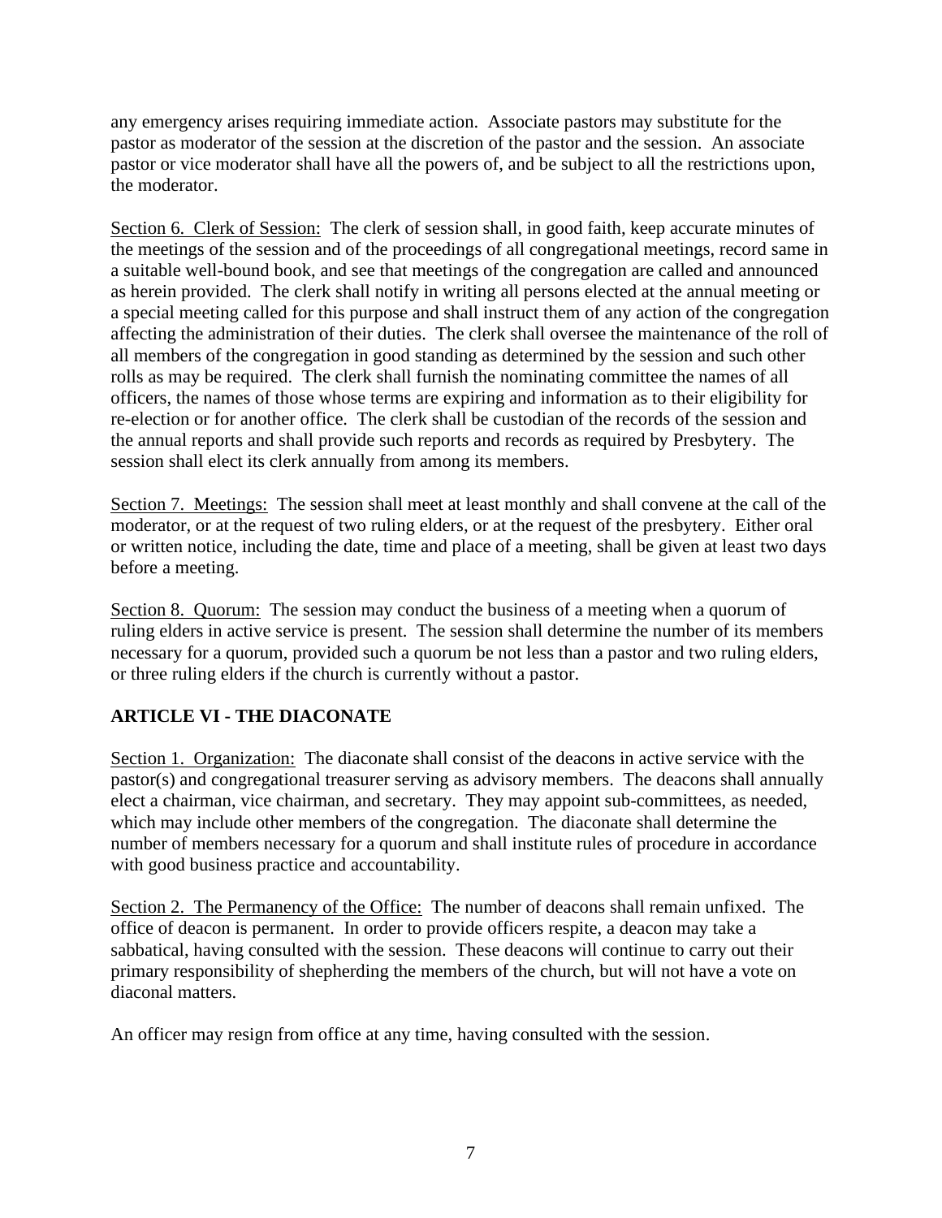any emergency arises requiring immediate action. Associate pastors may substitute for the pastor as moderator of the session at the discretion of the pastor and the session. An associate pastor or vice moderator shall have all the powers of, and be subject to all the restrictions upon, the moderator.

<u>Section 6. Clerk of Session:</u> The clerk of session shall, in good faith, keep accurate minutes of the meetings of the session and of the proceedings of all congregational meetings, record same in a suitable well-bound book, and see that meetings of the congregation are called and announced as herein provided. The clerk shall notify in writing all persons elected at the annual meeting or a special meeting called for this purpose and shall instruct them of any action of the congregation affecting the administration of their duties. The clerk shall oversee the maintenance of the roll of all members of the congregation in good standing as determined by the session and such other rolls as may be required. The clerk shall furnish the nominating committee the names of all officers, the names of those whose terms are expiring and information as to their eligibility for re-election or for another office. The clerk shall be custodian of the records of the session and the annual reports and shall provide such reports and records as required by Presbytery. The session shall elect its clerk annually from among its members.

<u>Section 7. Meetings:</u> The session shall meet at least monthly and shall convene at the call of the moderator, or at the request of two ruling elders, or at the request of the presbytery. Either oral or written notice, including the date, time and place of a meeting, shall be given at least two days before a meeting.

<u>Section 8. Quorum:</u> The session may conduct the business of a meeting when a quorum of ruling elders in active service is present. The session shall determine the number of its members necessary for a quorum, provided such a quorum be not less than a pastor and two ruling elders, or three ruling elders if the church is currently without a pastor.

## ARTICLE VI - THE DIACONATE

<u>Section 1. Organization:</u> The diaconate shall consist of the deacons in active service with the pastor(s) and congregational treasurer serving as advisory members. The deacons shall annually elect a chairman, vice chairman, and secretary. They may appoint sub-committees, as needed, which may include other members of the congregation. The diaconate shall determine the number of members necessary for a quorum and shall institute rules of procedure in accordance with good business practice and accountability.

<u>Section 2. The Permanency of the Office:</u> The number of deacons shall remain unfixed. The office of deacon is permanent. In order to provide officers respite, a deacon may take a sabbatical, having consulted with the session. These deacons will continue to carry out their primary responsibility of shepherding the members of the church, but will not have a vote on diaconal matters.

An officer may resign from office at any time, having consulted with the session.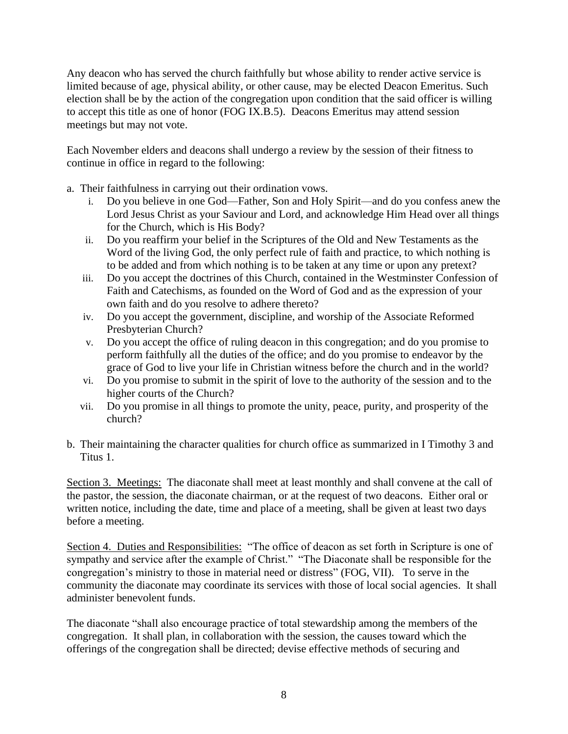Any deacon who has served the church faithfully but whose ability to render active service is limited because of age, physical ability, or other cause, may be elected Deacon Emeritus. Such election shall be by the action of the congregation upon condition that the said officer is willing to accept this title as one of honor (FOG IX.B.5). Deacons Emeritus may attend session meetings but may not vote.

Each November elders and deacons shall undergo a review by the session of their fitness to continue in office in regard to the following:

a. Their faithfulness in carrying out their ordination vows.
   i. Do you believe in one God—Father, Son and Holy Spirit—and do you confess anew the Lord Jesus Christ as your Saviour and Lord, and acknowledge Him Head over all things for the Church, which is His Body?
   ii. Do you reaffirm your belief in the Scriptures of the Old and New Testaments as the Word of the living God, the only perfect rule of faith and practice, to which nothing is to be added and from which nothing is to be taken at any time or upon any pretext?
   iii. Do you accept the doctrines of this Church, contained in the Westminster Confession of Faith and Catechisms, as founded on the Word of God and as the expression of your own faith and do you resolve to adhere thereto?
   iv. Do you accept the government, discipline, and worship of the Associate Reformed Presbyterian Church?
   v. Do you accept the office of ruling deacon in this congregation; and do you promise to perform faithfully all the duties of the office; and do you promise to endeavor by the grace of God to live your life in Christian witness before the church and in the world?
   vi. Do you promise to submit in the spirit of love to the authority of the session and to the higher courts of the Church?
   vii. Do you promise in all things to promote the unity, peace, purity, and prosperity of the church?

b. Their maintaining the character qualities for church office as summarized in I Timothy 3 and Titus 1.

<u>Section 3. Meetings:</u> The diaconate shall meet at least monthly and shall convene at the call of the pastor, the session, the diaconate chairman, or at the request of two deacons. Either oral or written notice, including the date, time and place of a meeting, shall be given at least two days before a meeting.

<u>Section 4. Duties and Responsibilities:</u> "The office of deacon as set forth in Scripture is one of sympathy and service after the example of Christ." "The Diaconate shall be responsible for the congregation's ministry to those in material need or distress" (FOG, VII). To serve in the community the diaconate may coordinate its services with those of local social agencies. It shall administer benevolent funds.

The diaconate "shall also encourage practice of total stewardship among the members of the congregation. It shall plan, in collaboration with the session, the causes toward which the offerings of the congregation shall be directed; devise effective methods of securing and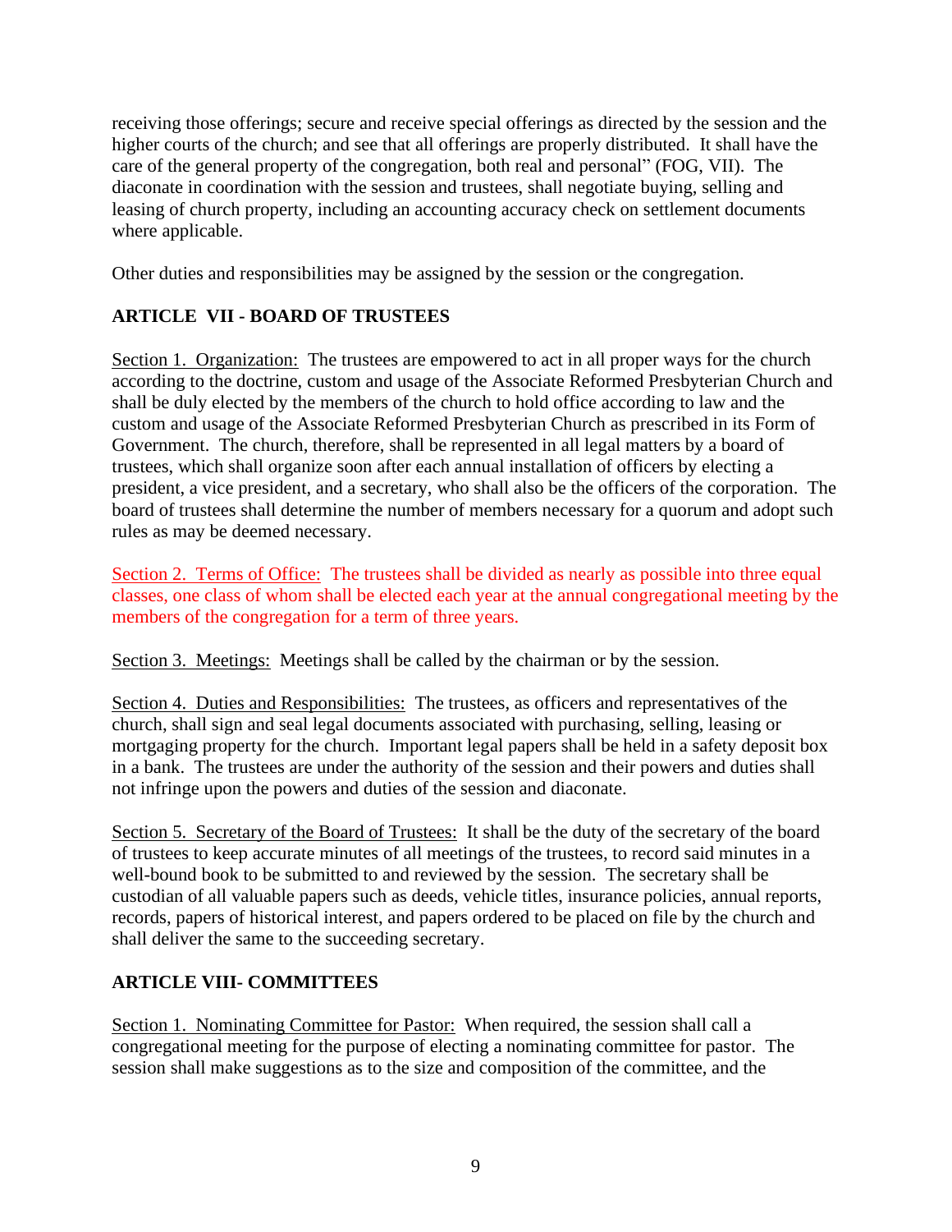receiving those offerings; secure and receive special offerings as directed by the session and the higher courts of the church; and see that all offerings are properly distributed. It shall have the care of the general property of the congregation, both real and personal" (FOG, VII). The diaconate in coordination with the session and trustees, shall negotiate buying, selling and leasing of church property, including an accounting accuracy check on settlement documents where applicable.

Other duties and responsibilities may be assigned by the session or the congregation.

## ARTICLE VII - BOARD OF TRUSTEES

Section 1. Organization: The trustees are empowered to act in all proper ways for the church according to the doctrine, custom and usage of the Associate Reformed Presbyterian Church and shall be duly elected by the members of the church to hold office according to law and the custom and usage of the Associate Reformed Presbyterian Church as prescribed in its Form of Government. The church, therefore, shall be represented in all legal matters by a board of trustees, which shall organize soon after each annual installation of officers by electing a president, a vice president, and a secretary, who shall also be the officers of the corporation. The board of trustees shall determine the number of members necessary for a quorum and adopt such rules as may be deemed necessary.

Section 2. Terms of Office: The trustees shall be divided as nearly as possible into three equal classes, one class of whom shall be elected each year at the annual congregational meeting by the members of the congregation for a term of three years.

Section 3. Meetings: Meetings shall be called by the chairman or by the session.

Section 4. Duties and Responsibilities: The trustees, as officers and representatives of the church, shall sign and seal legal documents associated with purchasing, selling, leasing or mortgaging property for the church. Important legal papers shall be held in a safety deposit box in a bank. The trustees are under the authority of the session and their powers and duties shall not infringe upon the powers and duties of the session and diaconate.

Section 5. Secretary of the Board of Trustees: It shall be the duty of the secretary of the board of trustees to keep accurate minutes of all meetings of the trustees, to record said minutes in a well-bound book to be submitted to and reviewed by the session. The secretary shall be custodian of all valuable papers such as deeds, vehicle titles, insurance policies, annual reports, records, papers of historical interest, and papers ordered to be placed on file by the church and shall deliver the same to the succeeding secretary.

## ARTICLE VIII- COMMITTEES

Section 1. Nominating Committee for Pastor: When required, the session shall call a congregational meeting for the purpose of electing a nominating committee for pastor. The session shall make suggestions as to the size and composition of the committee, and the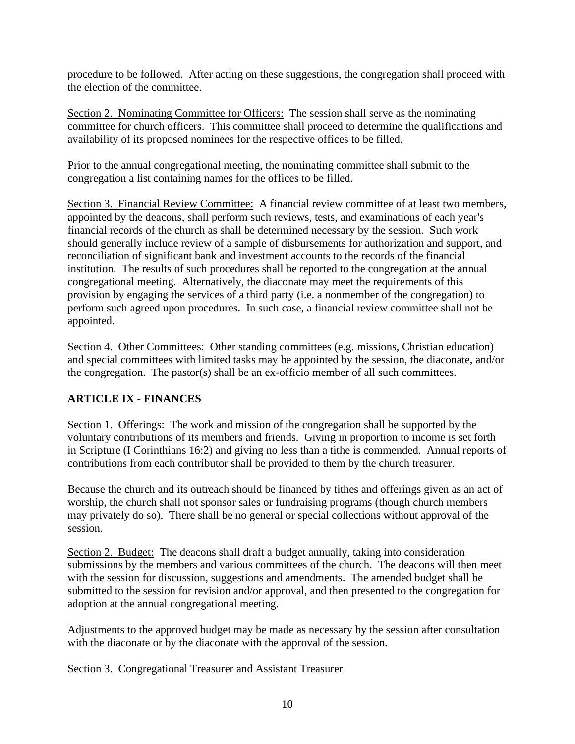procedure to be followed. After acting on these suggestions, the congregation shall proceed with the election of the committee.

Section 2. Nominating Committee for Officers: The session shall serve as the nominating committee for church officers. This committee shall proceed to determine the qualifications and availability of its proposed nominees for the respective offices to be filled.

Prior to the annual congregational meeting, the nominating committee shall submit to the congregation a list containing names for the offices to be filled.

Section 3. Financial Review Committee: A financial review committee of at least two members, appointed by the deacons, shall perform such reviews, tests, and examinations of each year's financial records of the church as shall be determined necessary by the session. Such work should generally include review of a sample of disbursements for authorization and support, and reconciliation of significant bank and investment accounts to the records of the financial institution. The results of such procedures shall be reported to the congregation at the annual congregational meeting. Alternatively, the diaconate may meet the requirements of this provision by engaging the services of a third party (i.e. a nonmember of the congregation) to perform such agreed upon procedures. In such case, a financial review committee shall not be appointed.

Section 4. Other Committees: Other standing committees (e.g. missions, Christian education) and special committees with limited tasks may be appointed by the session, the diaconate, and/or the congregation. The pastor(s) shall be an ex-officio member of all such committees.

## ARTICLE IX - FINANCES

Section 1. Offerings: The work and mission of the congregation shall be supported by the voluntary contributions of its members and friends. Giving in proportion to income is set forth in Scripture (I Corinthians 16:2) and giving no less than a tithe is commended. Annual reports of contributions from each contributor shall be provided to them by the church treasurer.

Because the church and its outreach should be financed by tithes and offerings given as an act of worship, the church shall not sponsor sales or fundraising programs (though church members may privately do so). There shall be no general or special collections without approval of the session.

Section 2. Budget: The deacons shall draft a budget annually, taking into consideration submissions by the members and various committees of the church. The deacons will then meet with the session for discussion, suggestions and amendments. The amended budget shall be submitted to the session for revision and/or approval, and then presented to the congregation for adoption at the annual congregational meeting.

Adjustments to the approved budget may be made as necessary by the session after consultation with the diaconate or by the diaconate with the approval of the session.

Section 3. Congregational Treasurer and Assistant Treasurer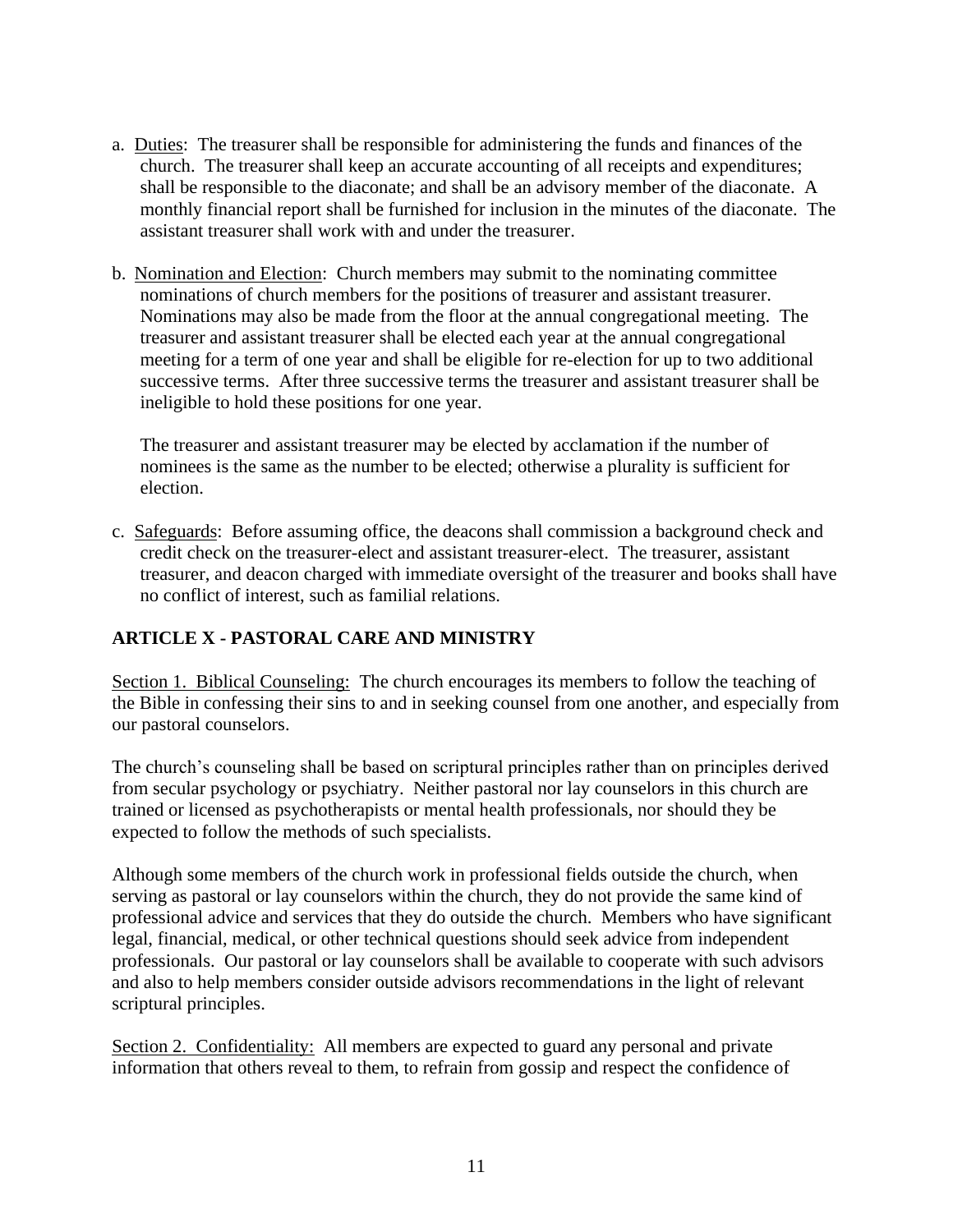a. Duties: The treasurer shall be responsible for administering the funds and finances of the church. The treasurer shall keep an accurate accounting of all receipts and expenditures; shall be responsible to the diaconate; and shall be an advisory member of the diaconate. A monthly financial report shall be furnished for inclusion in the minutes of the diaconate. The assistant treasurer shall work with and under the treasurer.

b. Nomination and Election: Church members may submit to the nominating committee nominations of church members for the positions of treasurer and assistant treasurer. Nominations may also be made from the floor at the annual congregational meeting. The treasurer and assistant treasurer shall be elected each year at the annual congregational meeting for a term of one year and shall be eligible for re-election for up to two additional successive terms. After three successive terms the treasurer and assistant treasurer shall be ineligible to hold these positions for one year.

   The treasurer and assistant treasurer may be elected by acclamation if the number of nominees is the same as the number to be elected; otherwise a plurality is sufficient for election.

c. Safeguards: Before assuming office, the deacons shall commission a background check and credit check on the treasurer-elect and assistant treasurer-elect. The treasurer, assistant treasurer, and deacon charged with immediate oversight of the treasurer and books shall have no conflict of interest, such as familial relations.

## ARTICLE X - PASTORAL CARE AND MINISTRY

Section 1. Biblical Counseling: The church encourages its members to follow the teaching of the Bible in confessing their sins to and in seeking counsel from one another, and especially from our pastoral counselors.

The church's counseling shall be based on scriptural principles rather than on principles derived from secular psychology or psychiatry. Neither pastoral nor lay counselors in this church are trained or licensed as psychotherapists or mental health professionals, nor should they be expected to follow the methods of such specialists.

Although some members of the church work in professional fields outside the church, when serving as pastoral or lay counselors within the church, they do not provide the same kind of professional advice and services that they do outside the church. Members who have significant legal, financial, medical, or other technical questions should seek advice from independent professionals. Our pastoral or lay counselors shall be available to cooperate with such advisors and also to help members consider outside advisors recommendations in the light of relevant scriptural principles.

Section 2. Confidentiality: All members are expected to guard any personal and private information that others reveal to them, to refrain from gossip and respect the confidence of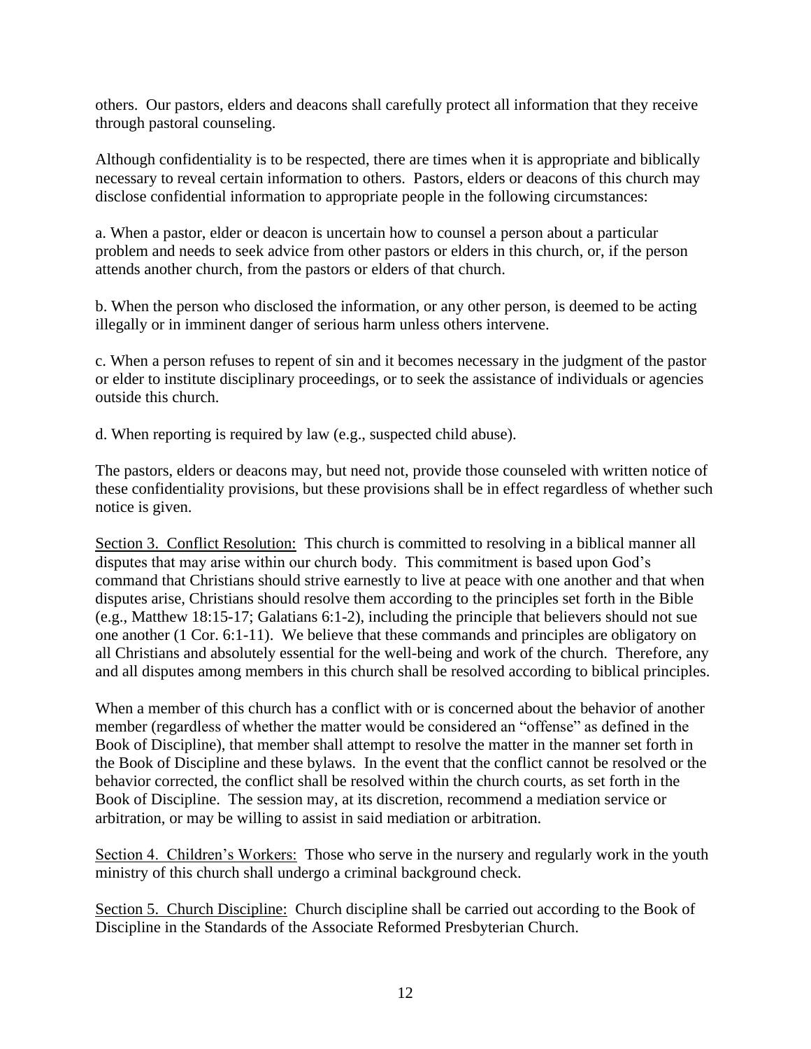others. Our pastors, elders and deacons shall carefully protect all information that they receive through pastoral counseling.

Although confidentiality is to be respected, there are times when it is appropriate and biblically necessary to reveal certain information to others. Pastors, elders or deacons of this church may disclose confidential information to appropriate people in the following circumstances:

a. When a pastor, elder or deacon is uncertain how to counsel a person about a particular problem and needs to seek advice from other pastors or elders in this church, or, if the person attends another church, from the pastors or elders of that church.

b. When the person who disclosed the information, or any other person, is deemed to be acting illegally or in imminent danger of serious harm unless others intervene.

c. When a person refuses to repent of sin and it becomes necessary in the judgment of the pastor or elder to institute disciplinary proceedings, or to seek the assistance of individuals or agencies outside this church.

d. When reporting is required by law (e.g., suspected child abuse).

The pastors, elders or deacons may, but need not, provide those counseled with written notice of these confidentiality provisions, but these provisions shall be in effect regardless of whether such notice is given.

<u>Section 3. Conflict Resolution:</u> This church is committed to resolving in a biblical manner all disputes that may arise within our church body. This commitment is based upon God's command that Christians should strive earnestly to live at peace with one another and that when disputes arise, Christians should resolve them according to the principles set forth in the Bible (e.g., Matthew 18:15-17; Galatians 6:1-2), including the principle that believers should not sue one another (1 Cor. 6:1-11). We believe that these commands and principles are obligatory on all Christians and absolutely essential for the well-being and work of the church. Therefore, any and all disputes among members in this church shall be resolved according to biblical principles.

When a member of this church has a conflict with or is concerned about the behavior of another member (regardless of whether the matter would be considered an "offense" as defined in the Book of Discipline), that member shall attempt to resolve the matter in the manner set forth in the Book of Discipline and these bylaws. In the event that the conflict cannot be resolved or the behavior corrected, the conflict shall be resolved within the church courts, as set forth in the Book of Discipline. The session may, at its discretion, recommend a mediation service or arbitration, or may be willing to assist in said mediation or arbitration.

<u>Section 4. Children's Workers:</u> Those who serve in the nursery and regularly work in the youth ministry of this church shall undergo a criminal background check.

<u>Section 5. Church Discipline:</u> Church discipline shall be carried out according to the Book of Discipline in the Standards of the Associate Reformed Presbyterian Church.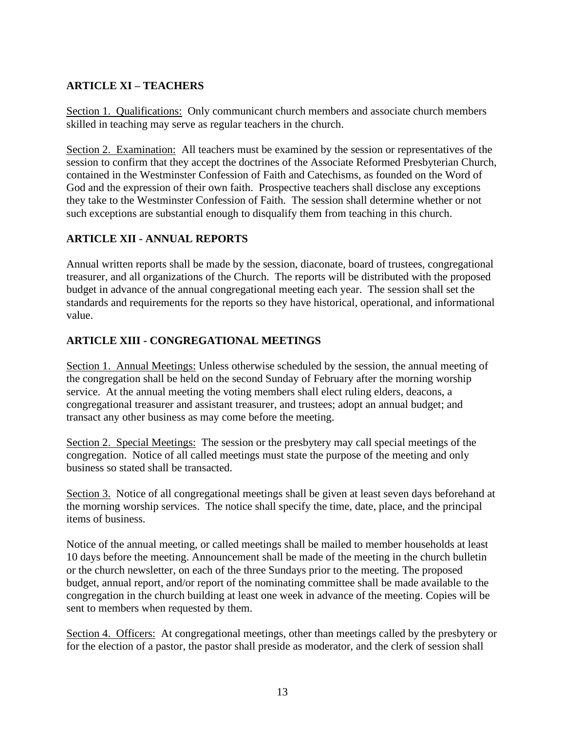## ARTICLE XI – TEACHERS

<u>Section 1. Qualifications:</u> Only communicant church members and associate church members skilled in teaching may serve as regular teachers in the church.

<u>Section 2. Examination:</u> All teachers must be examined by the session or representatives of the session to confirm that they accept the doctrines of the Associate Reformed Presbyterian Church, contained in the Westminster Confession of Faith and Catechisms, as founded on the Word of God and the expression of their own faith. Prospective teachers shall disclose any exceptions they take to the Westminster Confession of Faith. The session shall determine whether or not such exceptions are substantial enough to disqualify them from teaching in this church.

## ARTICLE XII - ANNUAL REPORTS

Annual written reports shall be made by the session, diaconate, board of trustees, congregational treasurer, and all organizations of the Church. The reports will be distributed with the proposed budget in advance of the annual congregational meeting each year. The session shall set the standards and requirements for the reports so they have historical, operational, and informational value.

## ARTICLE XIII - CONGREGATIONAL MEETINGS

<u>Section 1. Annual Meetings:</u> Unless otherwise scheduled by the session, the annual meeting of the congregation shall be held on the second Sunday of February after the morning worship service. At the annual meeting the voting members shall elect ruling elders, deacons, a congregational treasurer and assistant treasurer, and trustees; adopt an annual budget; and transact any other business as may come before the meeting.

<u>Section 2. Special Meetings:</u> The session or the presbytery may call special meetings of the congregation. Notice of all called meetings must state the purpose of the meeting and only business so stated shall be transacted.

<u>Section 3.</u> Notice of all congregational meetings shall be given at least seven days beforehand at the morning worship services. The notice shall specify the time, date, place, and the principal items of business.

Notice of the annual meeting, or called meetings shall be mailed to member households at least 10 days before the meeting. Announcement shall be made of the meeting in the church bulletin or the church newsletter, on each of the three Sundays prior to the meeting. The proposed budget, annual report, and/or report of the nominating committee shall be made available to the congregation in the church building at least one week in advance of the meeting. Copies will be sent to members when requested by them.

<u>Section 4. Officers:</u> At congregational meetings, other than meetings called by the presbytery or for the election of a pastor, the pastor shall preside as moderator, and the clerk of session shall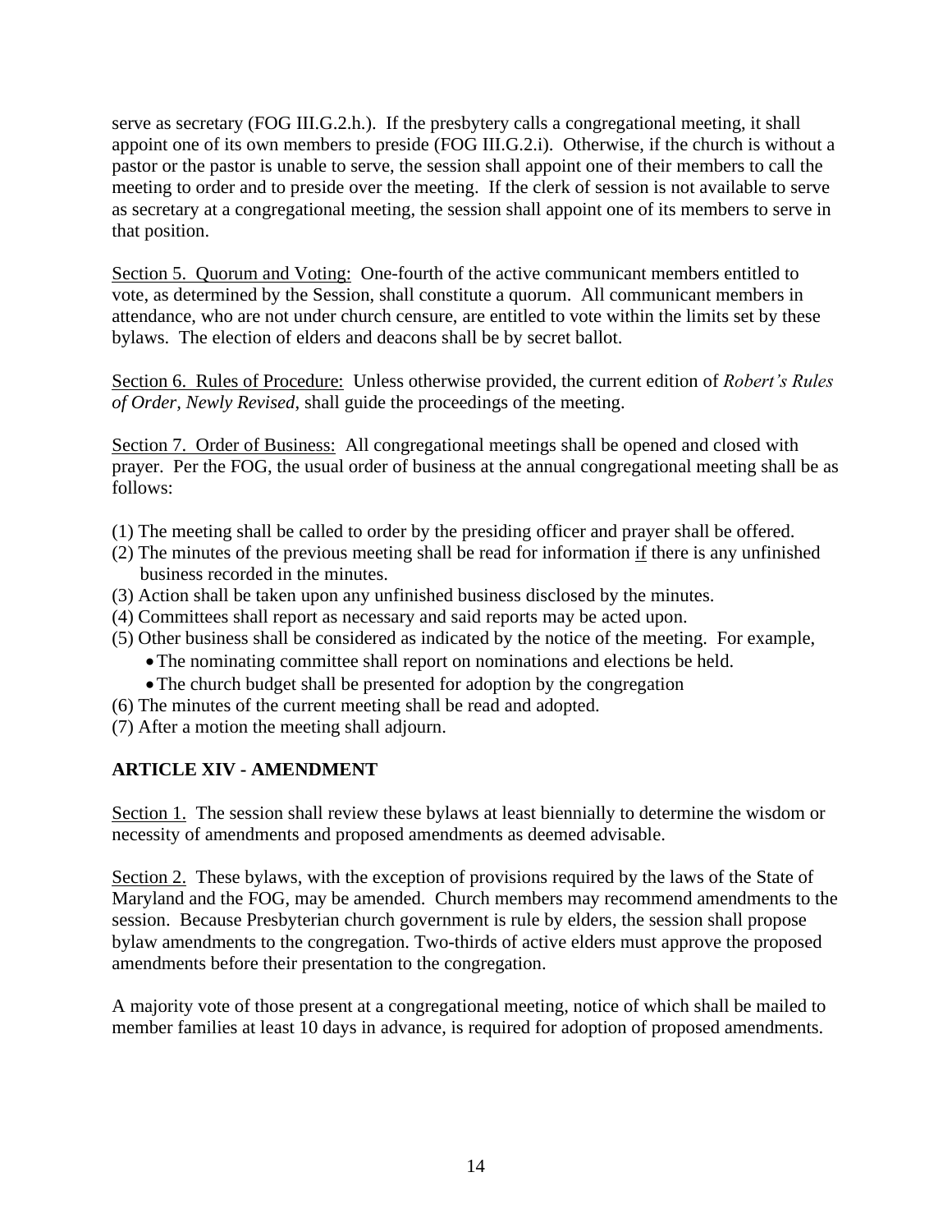serve as secretary (FOG III.G.2.h.). If the presbytery calls a congregational meeting, it shall appoint one of its own members to preside (FOG III.G.2.i). Otherwise, if the church is without a pastor or the pastor is unable to serve, the session shall appoint one of their members to call the meeting to order and to preside over the meeting. If the clerk of session is not available to serve as secretary at a congregational meeting, the session shall appoint one of its members to serve in that position.

<u>Section 5. Quorum and Voting:</u> One-fourth of the active communicant members entitled to vote, as determined by the Session, shall constitute a quorum. All communicant members in attendance, who are not under church censure, are entitled to vote within the limits set by these bylaws. The election of elders and deacons shall be by secret ballot.

<u>Section 6. Rules of Procedure:</u> Unless otherwise provided, the current edition of *Robert's Rules of Order, Newly Revised*, shall guide the proceedings of the meeting.

<u>Section 7. Order of Business:</u> All congregational meetings shall be opened and closed with prayer. Per the FOG, the usual order of business at the annual congregational meeting shall be as follows:

(1) The meeting shall be called to order by the presiding officer and prayer shall be offered.
(2) The minutes of the previous meeting shall be read for information <u>if</u> there is any unfinished business recorded in the minutes.
(3) Action shall be taken upon any unfinished business disclosed by the minutes.
(4) Committees shall report as necessary and said reports may be acted upon.
(5) Other business shall be considered as indicated by the notice of the meeting. For example,
   - The nominating committee shall report on nominations and elections be held.
   - The church budget shall be presented for adoption by the congregation
(6) The minutes of the current meeting shall be read and adopted.
(7) After a motion the meeting shall adjourn.

## ARTICLE XIV - AMENDMENT

<u>Section 1.</u> The session shall review these bylaws at least biennially to determine the wisdom or necessity of amendments and proposed amendments as deemed advisable.

<u>Section 2.</u> These bylaws, with the exception of provisions required by the laws of the State of Maryland and the FOG, may be amended. Church members may recommend amendments to the session. Because Presbyterian church government is rule by elders, the session shall propose bylaw amendments to the congregation. Two-thirds of active elders must approve the proposed amendments before their presentation to the congregation.

A majority vote of those present at a congregational meeting, notice of which shall be mailed to member families at least 10 days in advance, is required for adoption of proposed amendments.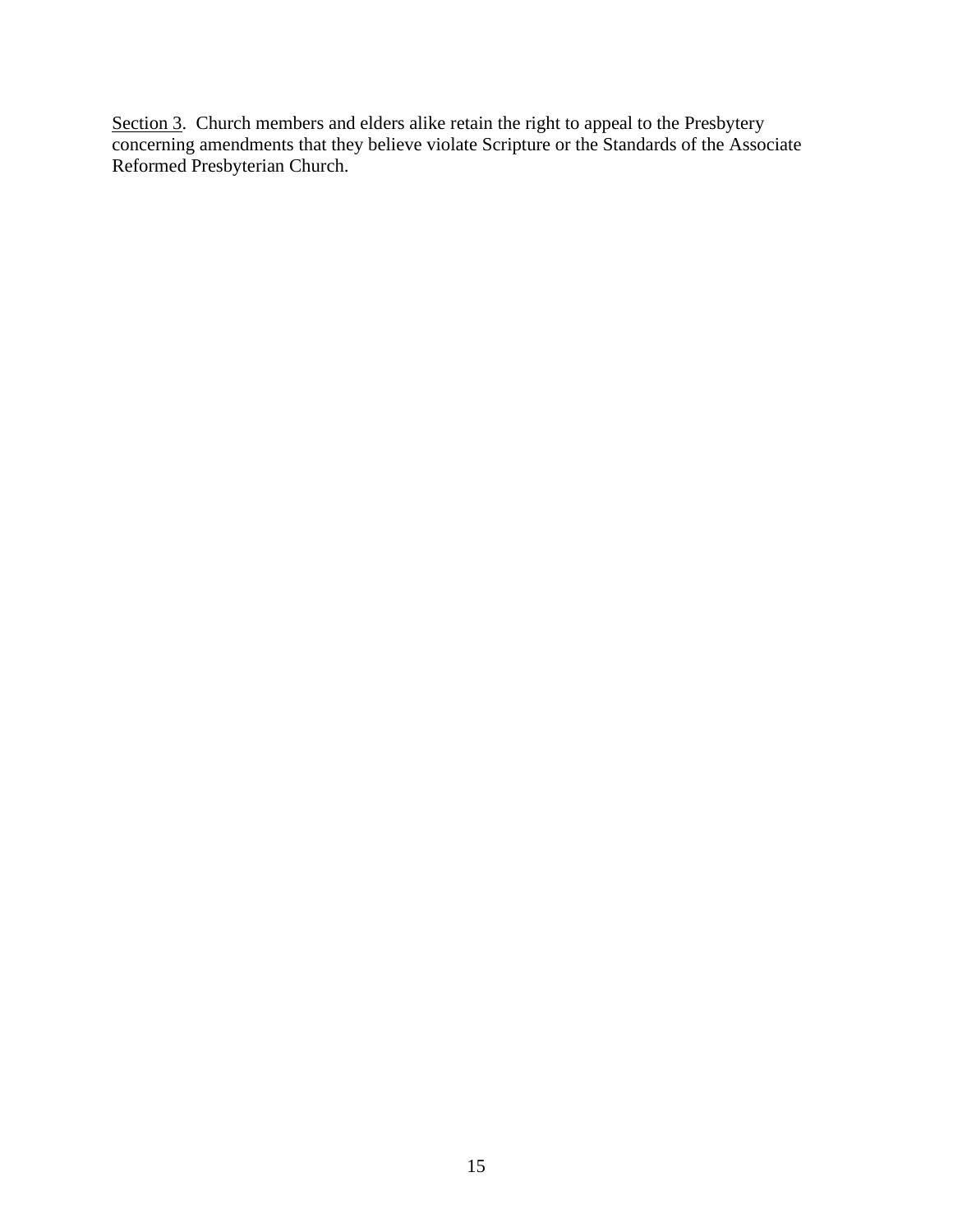<u>Section 3</u>. Church members and elders alike retain the right to appeal to the Presbytery concerning amendments that they believe violate Scripture or the Standards of the Associate Reformed Presbyterian Church.